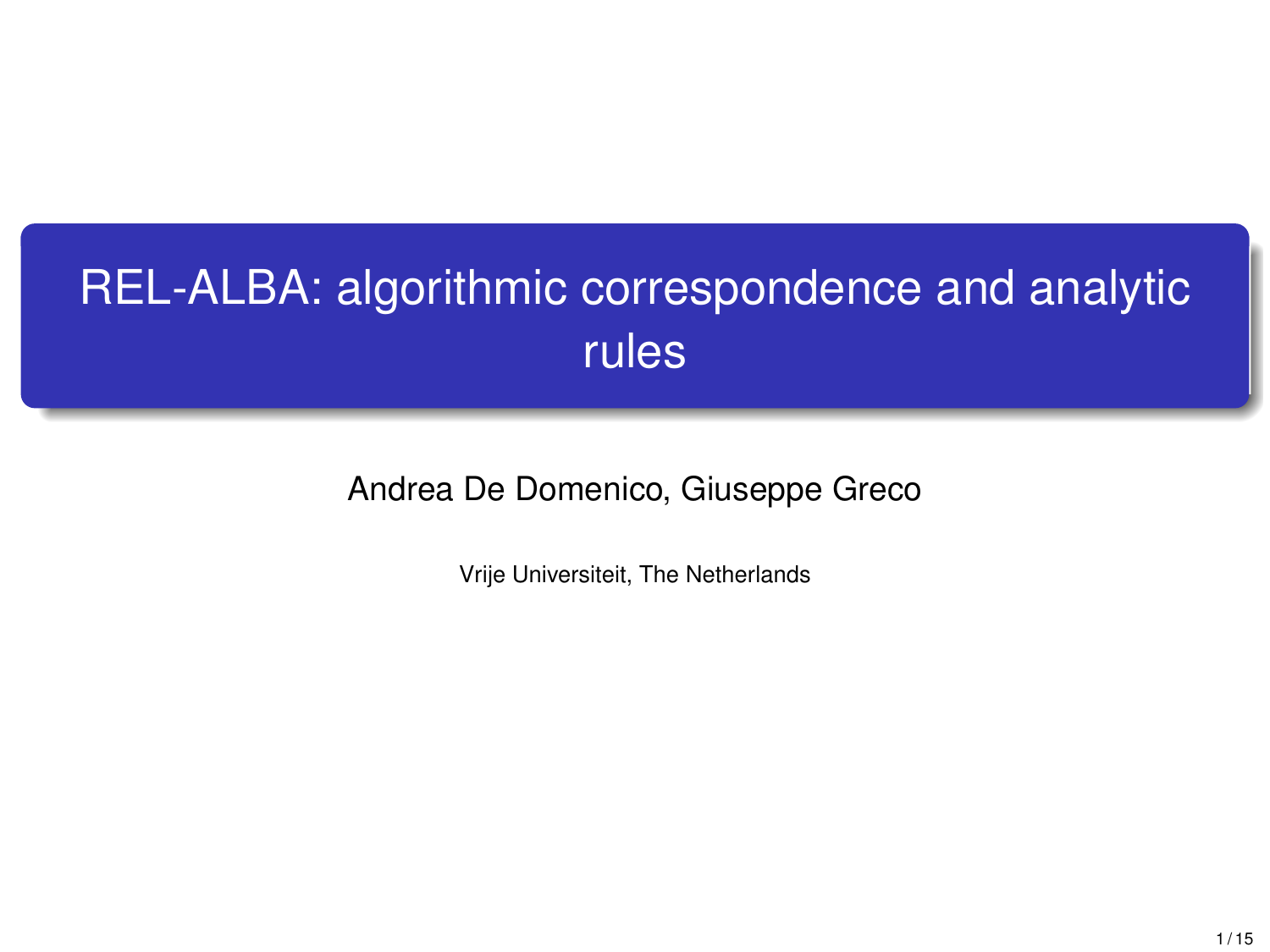# REL-ALBA: algorithmic correspondence and analytic rules

Andrea De Domenico, Giuseppe Greco

Vrije Universiteit, The Netherlands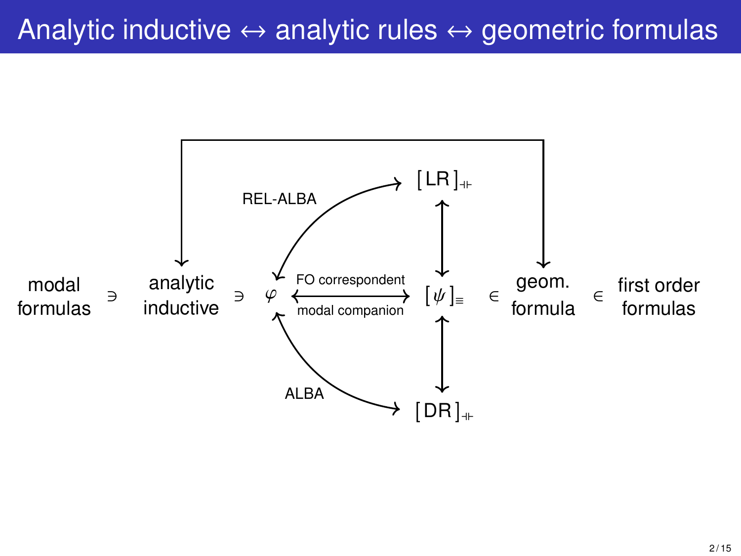# Analytic inductive ↔ analytic rules ↔ geometric formulas

modal formulas $\ni$ analytic inductive $\ni$ $\varphi$ $\xleftrightarrow[\text{modal companion}]{\text{FO correspondent}}$ $[\psi]_\equiv$ $\in$ geom. formula $\in$ first order formulas

REL-ALBA: $\varphi \leftrightarrow [\mathrm{LR}]_{\dashv\vdash}$

ALBA: $\varphi \leftrightarrow [\mathrm{DR}]_{\dashv\vdash}$

$[\mathrm{LR}]_{\dashv\vdash} \leftrightarrow [\psi]_\equiv \leftrightarrow [\mathrm{DR}]_{\dashv\vdash}$

analytic inductive $\leftrightarrow$ geom. formula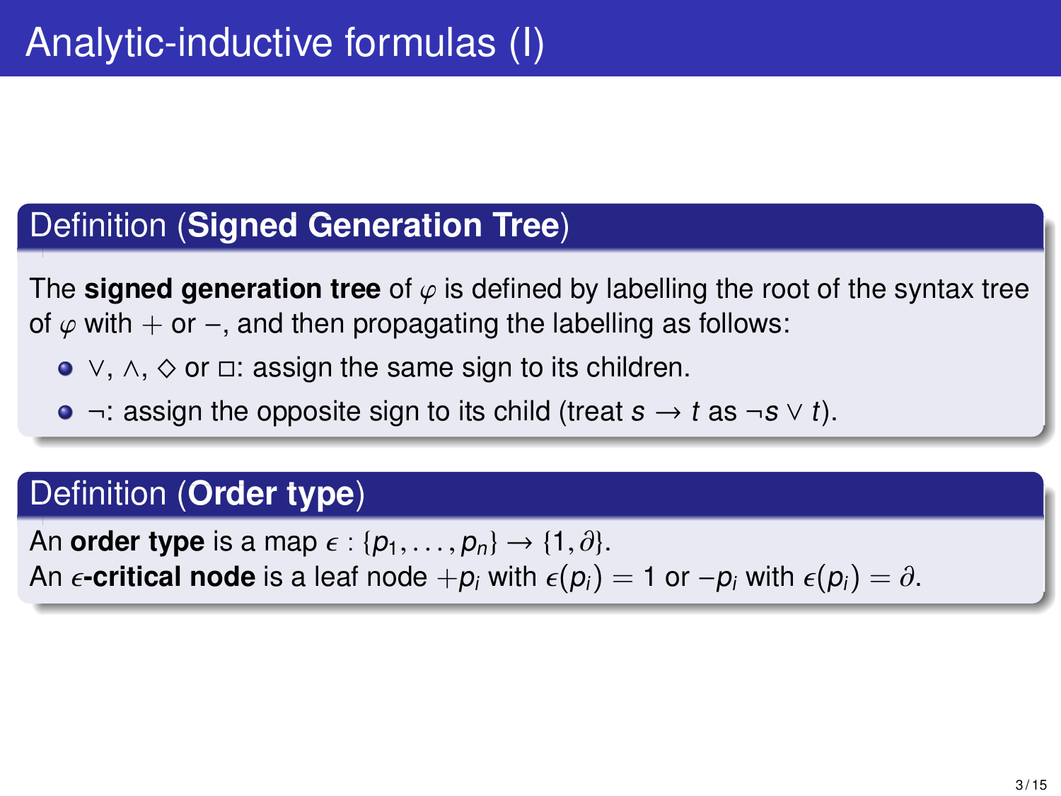# Analytic-inductive formulas (I)

## Definition (**Signed Generation Tree**)

The **signed generation tree** of $\varphi$ is defined by labelling the root of the syntax tree of $\varphi$ with $+$ or $-$, and then propagating the labelling as follows:

- $\vee$, $\wedge$, $\Diamond$ or $\Box$: assign the same sign to its children.
- $\neg$: assign the opposite sign to its child (treat $s \rightarrow t$ as $\neg s \vee t$).

## Definition (**Order type**)

An **order type** is a map $\epsilon : \{p_1, \ldots, p_n\} \rightarrow \{1, \partial\}$.
An **$\epsilon$-critical node** is a leaf node $+p_i$ with $\epsilon(p_i) = 1$ or $-p_i$ with $\epsilon(p_i) = \partial$.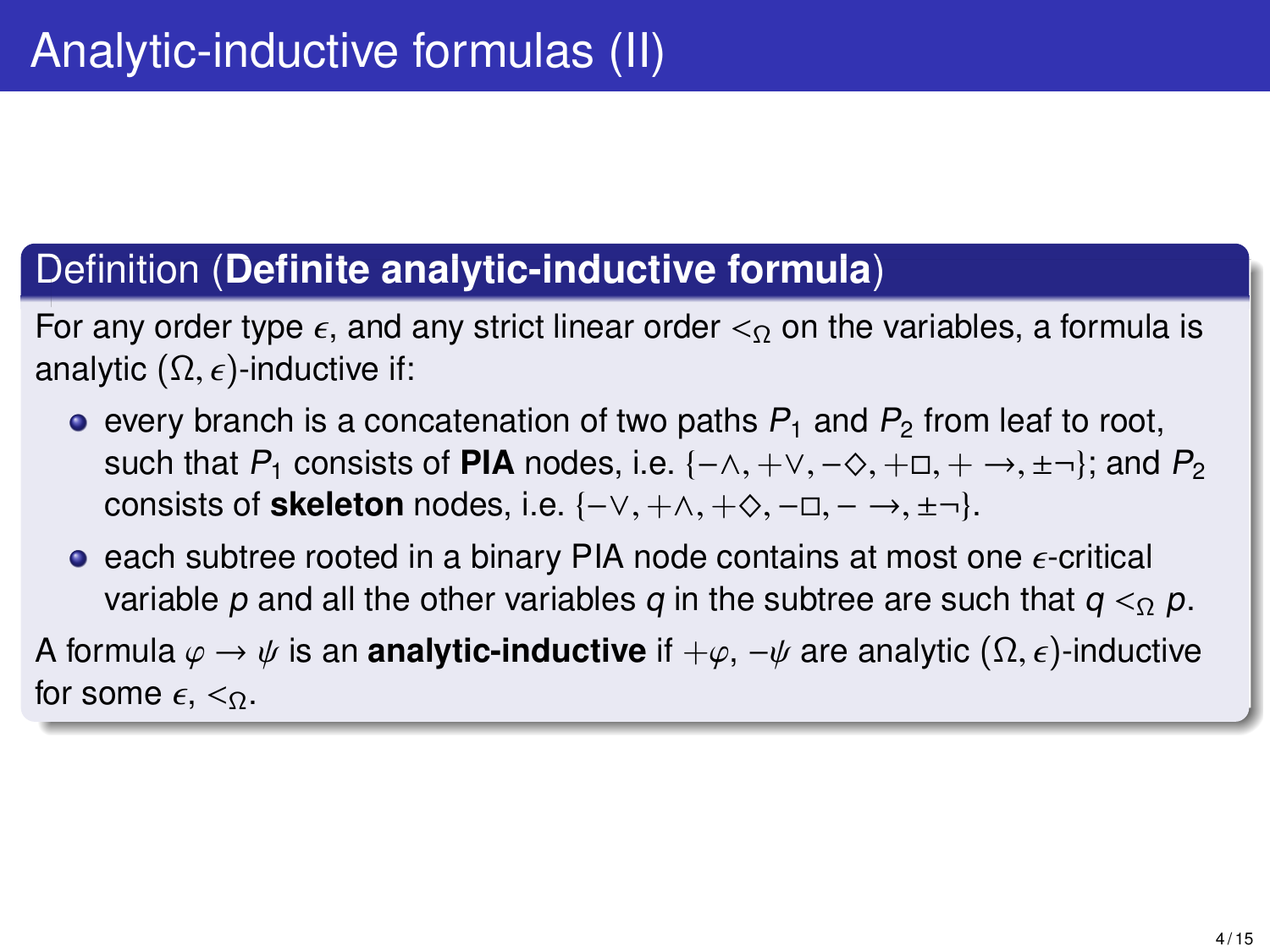# Analytic-inductive formulas (II)

**Definition (Definite analytic-inductive formula)**

For any order type $\epsilon$, and any strict linear order $<_\Omega$ on the variables, a formula is analytic $(\Omega, \epsilon)$-inductive if:

- every branch is a concatenation of two paths $P_1$ and $P_2$ from leaf to root, such that $P_1$ consists of **PIA** nodes, i.e. $\{-\wedge, +\vee, -\Diamond, +\Box, + \rightarrow, \pm\neg\}$; and $P_2$ consists of **skeleton** nodes, i.e. $\{-\vee, +\wedge, +\Diamond, -\Box, - \rightarrow, \pm\neg\}$.
- each subtree rooted in a binary PIA node contains at most one $\epsilon$-critical variable $p$ and all the other variables $q$ in the subtree are such that $q <_\Omega p$.

A formula $\varphi \rightarrow \psi$ is an **analytic-inductive** if $+\varphi$, $-\psi$ are analytic $(\Omega, \epsilon)$-inductive for some $\epsilon$, $<_\Omega$.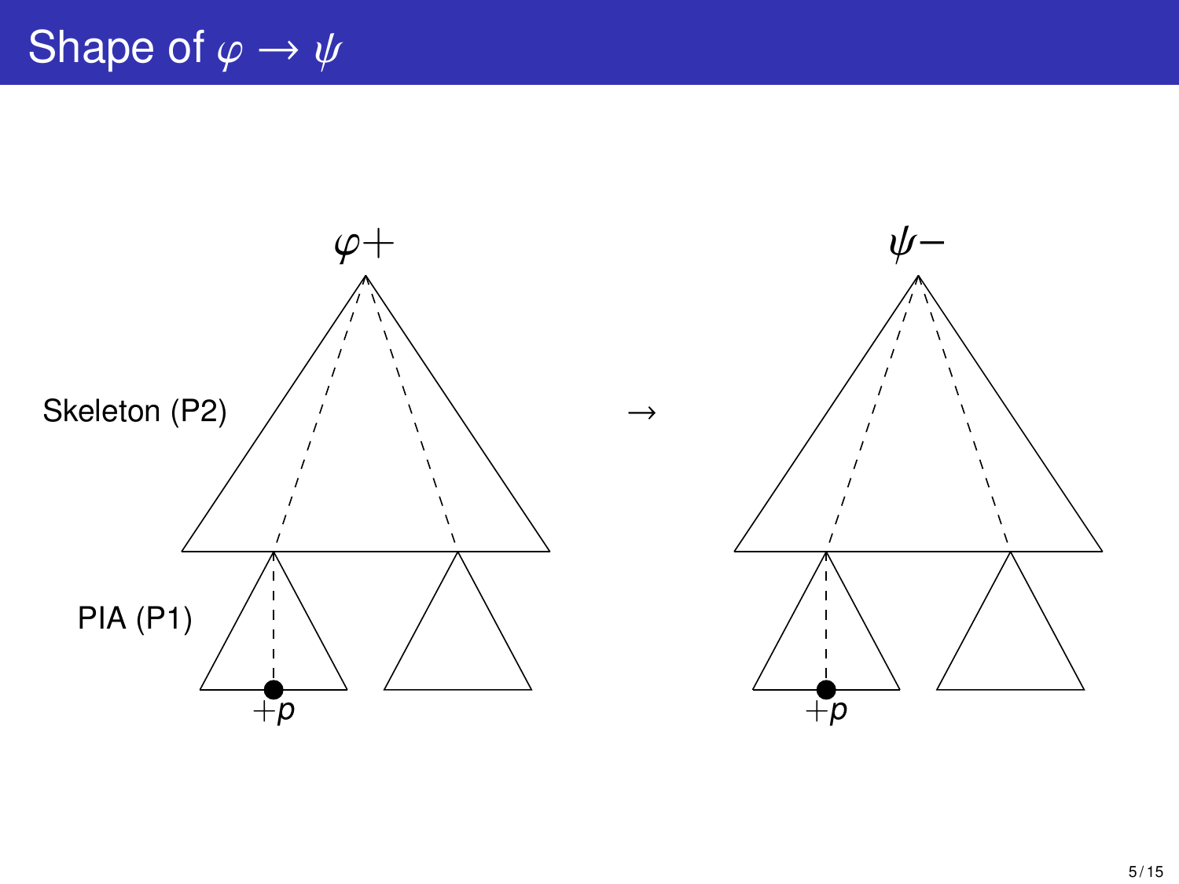# Shape of $\varphi \rightarrow \psi$

$\varphi+$

Skeleton (P2)

PIA (P1)

$+p$

$\rightarrow$

$\psi-$

$+p$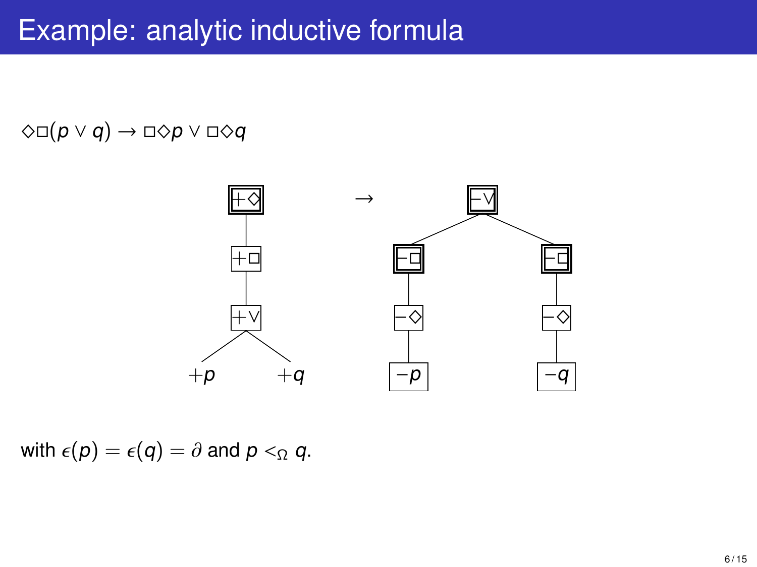# Example: analytic inductive formula

$\Diamond\Box(p \vee q) \rightarrow \Box\Diamond p \vee \Box\Diamond q$

with $\epsilon(p) = \epsilon(q) = \partial$ and $p <_\Omega q$.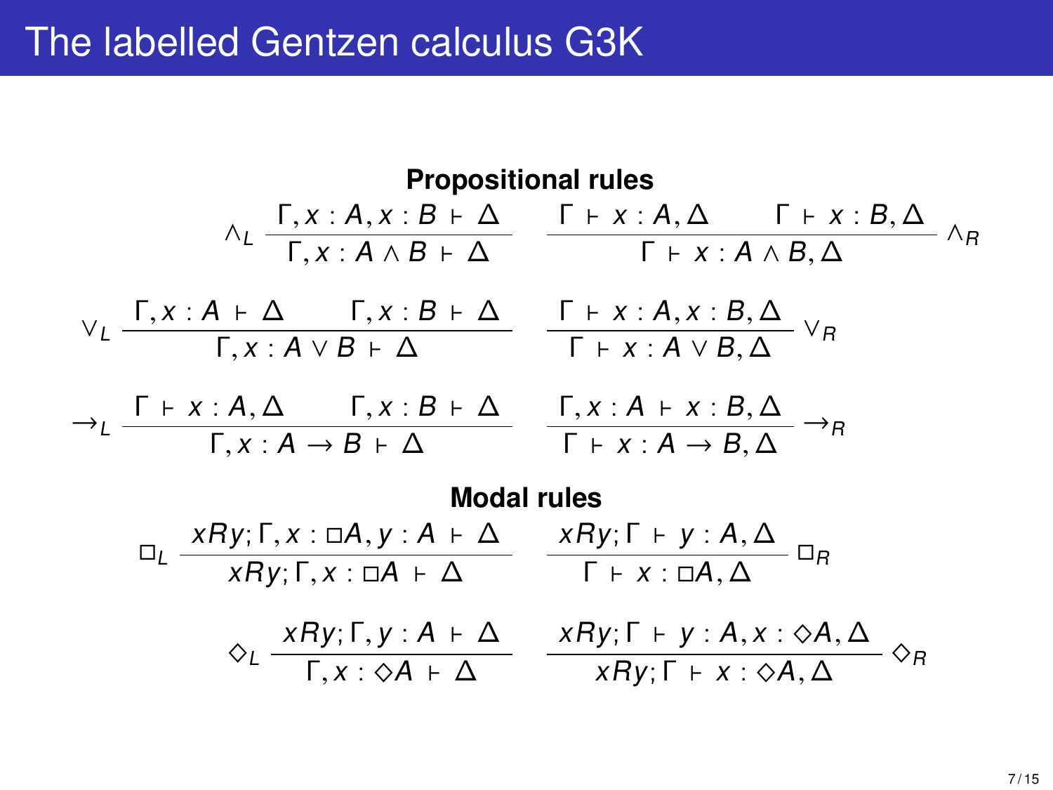# The labelled Gentzen calculus G3K

**Propositional rules**

$$\wedge_L \; \frac{\Gamma, x : A, x : B \vdash \Delta}{\Gamma, x : A \wedge B \vdash \Delta} \qquad \frac{\Gamma \vdash x : A, \Delta \qquad \Gamma \vdash x : B, \Delta}{\Gamma \vdash x : A \wedge B, \Delta} \; \wedge_R$$

$$\vee_L \; \frac{\Gamma, x : A \vdash \Delta \qquad \Gamma, x : B \vdash \Delta}{\Gamma, x : A \vee B \vdash \Delta} \qquad \frac{\Gamma \vdash x : A, x : B, \Delta}{\Gamma \vdash x : A \vee B, \Delta} \; \vee_R$$

$$\rightarrow_L \; \frac{\Gamma \vdash x : A, \Delta \qquad \Gamma, x : B \vdash \Delta}{\Gamma, x : A \rightarrow B \vdash \Delta} \qquad \frac{\Gamma, x : A \vdash x : B, \Delta}{\Gamma \vdash x : A \rightarrow B, \Delta} \; \rightarrow_R$$

**Modal rules**

$$\Box_L \; \frac{xRy; \Gamma, x : \Box A, y : A \vdash \Delta}{xRy; \Gamma, x : \Box A \vdash \Delta} \qquad \frac{xRy; \Gamma \vdash y : A, \Delta}{\Gamma \vdash x : \Box A, \Delta} \; \Box_R$$

$$\Diamond_L \; \frac{xRy; \Gamma, y : A \vdash \Delta}{\Gamma, x : \Diamond A \vdash \Delta} \qquad \frac{xRy; \Gamma \vdash y : A, x : \Diamond A, \Delta}{xRy; \Gamma \vdash x : \Diamond A, \Delta} \; \Diamond_R$$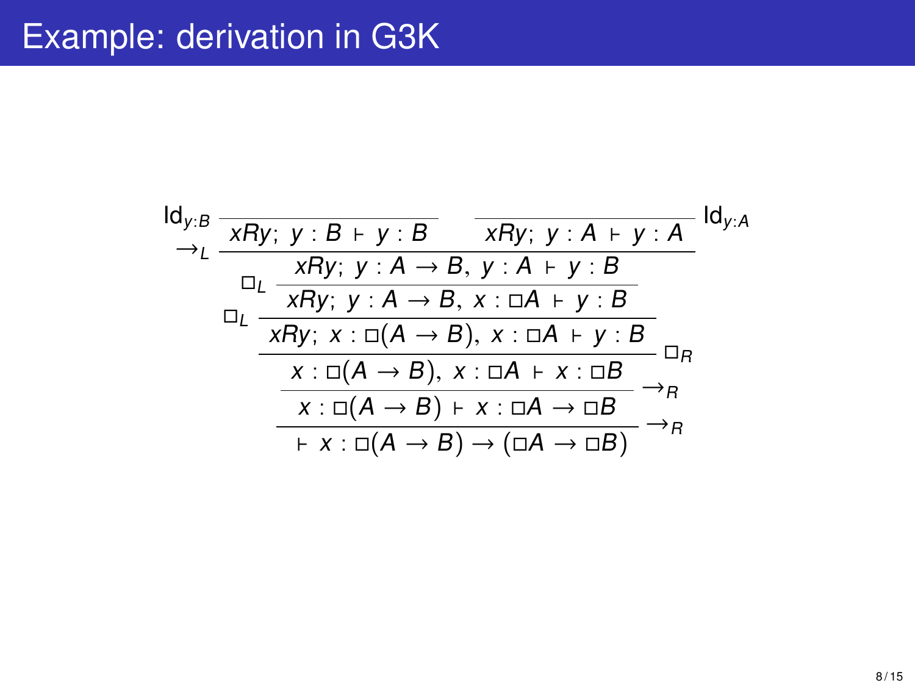# Example: derivation in G3K

$$
\dfrac{\dfrac{\dfrac{\dfrac{\dfrac{\dfrac{\dfrac{}{xRy;\ y : B \vdash y : B}\ \mathsf{Id}_{y:B} \qquad \dfrac{}{xRy;\ y : A \vdash y : A}\ \mathsf{Id}_{y:A}}{xRy;\ y : A \to B,\ y : A \vdash y : B}\ {\to_L}}{xRy;\ y : A \to B,\ x : \Box A \vdash y : B}\ \Box_L}{xRy;\ x : \Box(A \to B),\ x : \Box A \vdash y : B}\ \Box_L}{x : \Box(A \to B),\ x : \Box A \vdash x : \Box B}\ \Box_R}{x : \Box(A \to B) \vdash x : \Box A \to \Box B}\ {\to_R}}{\vdash x : \Box(A \to B) \to (\Box A \to \Box B)}\ {\to_R}
$$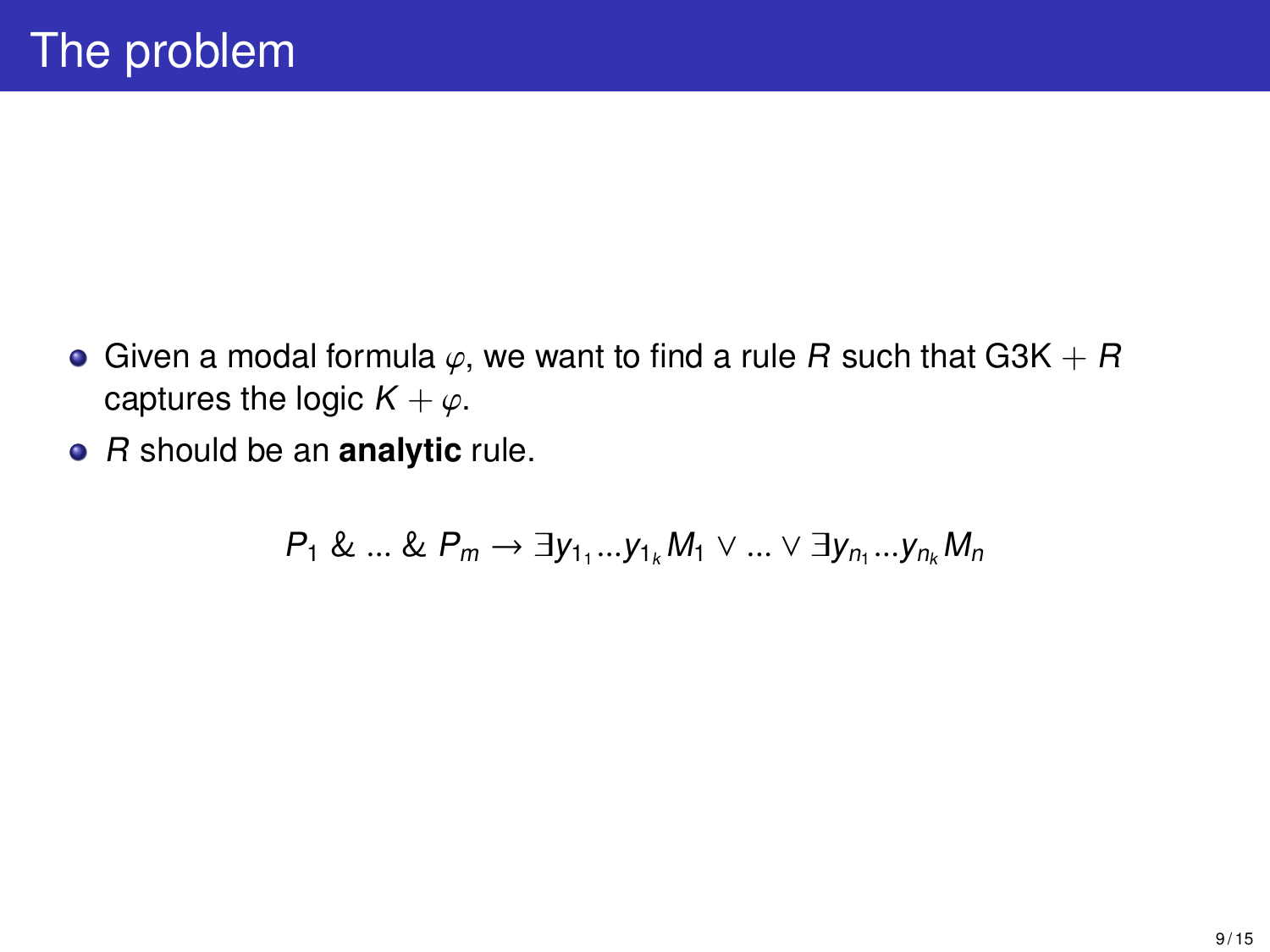# The problem

- Given a modal formula $\varphi$, we want to find a rule $R$ such that G3K $+ R$ captures the logic $K + \varphi$.
- $R$ should be an **analytic** rule.

$$P_1 \ \& \ ... \ \& \ P_m \rightarrow \exists y_{1_1} ... y_{1_k} M_1 \vee ... \vee \exists y_{n_1} ... y_{n_k} M_n$$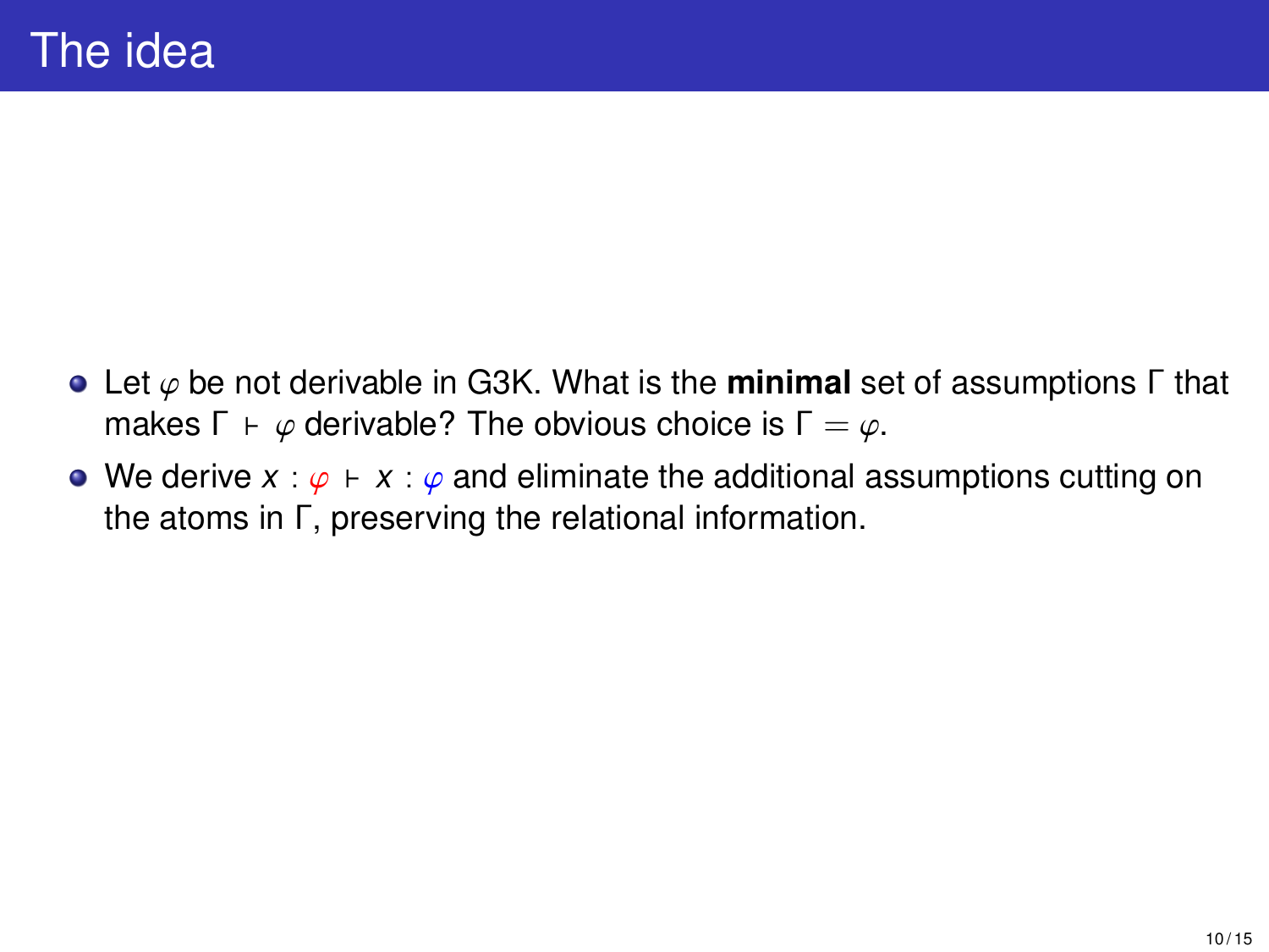# The idea

- Let $\varphi$ be not derivable in G3K. What is the **minimal** set of assumptions $\Gamma$ that makes $\Gamma \vdash \varphi$ derivable? The obvious choice is $\Gamma = \varphi$.
- We derive $x : \varphi \vdash x : \varphi$ and eliminate the additional assumptions cutting on the atoms in $\Gamma$, preserving the relational information.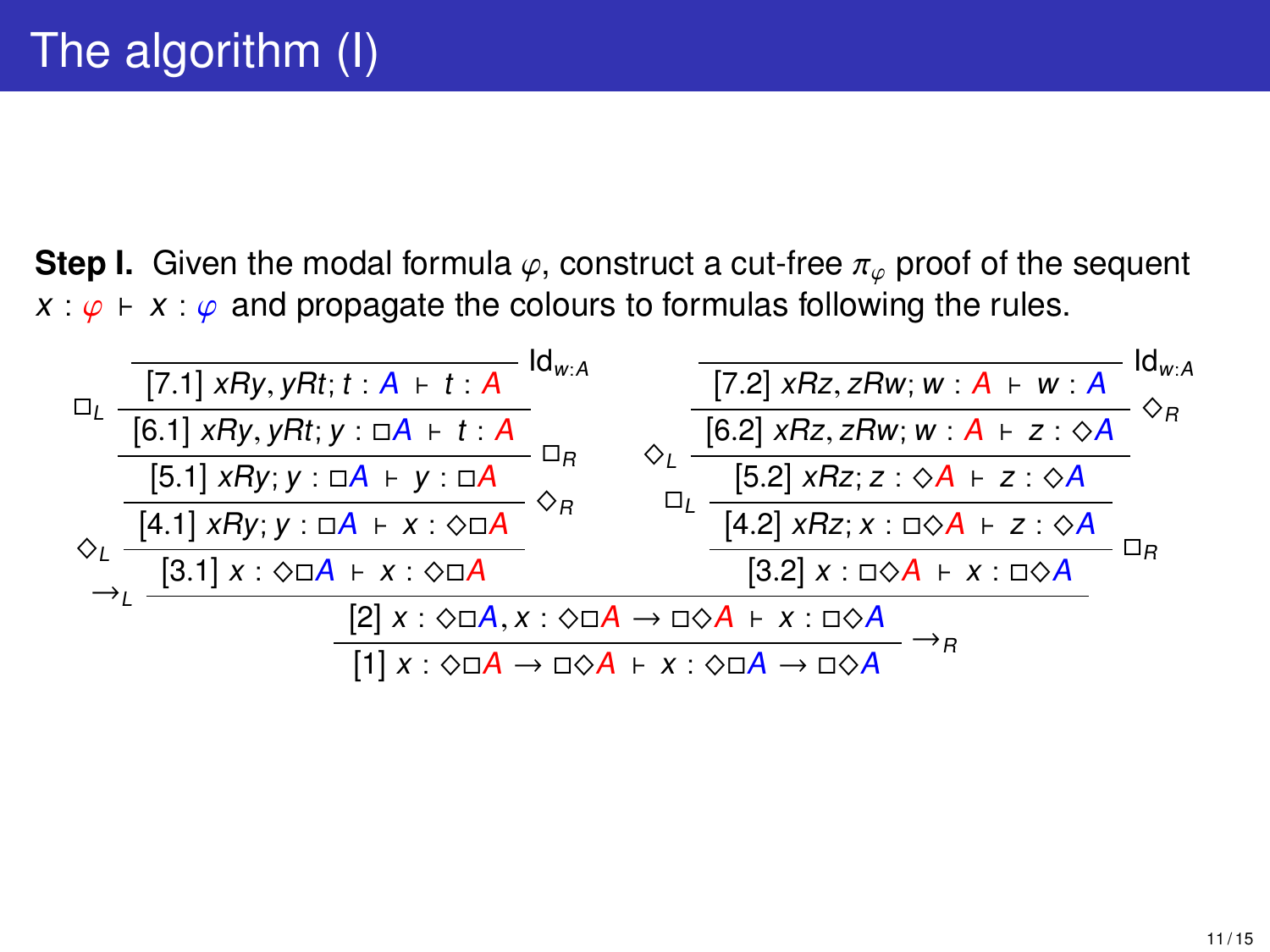# The algorithm (I)

**Step I.** Given the modal formula $\varphi$, construct a cut-free $\pi_\varphi$ proof of the sequent $x : \color{red}{\varphi} \vdash x : \color{blue}{\varphi}$ and propagate the colours to formulas following the rules.

$$
\dfrac{
\dfrac{
\dfrac{
\dfrac{
\dfrac{
\dfrac{}{[7.1]\ xRy, yRt; t : \color{blue}{A} \vdash t : \color{red}{A}}\ \mathrm{Id}_{w:A}
}{[6.1]\ xRy, yRt; y : \Box\color{blue}{A} \vdash t : \color{red}{A}}\ \Box_L
}{[5.1]\ xRy; y : \Box\color{blue}{A} \vdash y : \Box\color{red}{A}}\ \Box_R
}{[4.1]\ xRy; y : \Box\color{blue}{A} \vdash x : \Diamond\Box\color{red}{A}}\ \Diamond_R
}{[3.1]\ x : \Diamond\Box\color{blue}{A} \vdash x : \Diamond\Box\color{red}{A}}\ \Diamond_L
\quad
\dfrac{
\dfrac{
\dfrac{
\dfrac{}{[7.2]\ xRz, zRw; w : \color{red}{A} \vdash w : \color{blue}{A}}\ \mathrm{Id}_{w:A}
}{[6.2]\ xRz, zRw; w : \color{red}{A} \vdash z : \Diamond\color{blue}{A}}\ \Diamond_R
}{[5.2]\ xRz; z : \Diamond\color{red}{A} \vdash z : \Diamond\color{blue}{A}}\ \Diamond_L
}{
\dfrac{[4.2]\ xRz; x : \Box\Diamond\color{red}{A} \vdash z : \Diamond\color{blue}{A}}{[3.2]\ x : \Box\Diamond\color{red}{A} \vdash x : \Box\Diamond\color{blue}{A}}\ \Box_R
}\ \Box_L
}{
\dfrac{[2]\ x : \Diamond\Box\color{blue}{A}, x : \Diamond\Box\color{red}{A} \to \Box\Diamond\color{red}{A} \vdash x : \Box\Diamond\color{blue}{A}}{[1]\ x : \Diamond\Box\color{red}{A} \to \Box\Diamond\color{red}{A} \vdash x : \Diamond\Box\color{blue}{A} \to \Box\Diamond\color{blue}{A}}\ \to_R
}\ \to_L
$$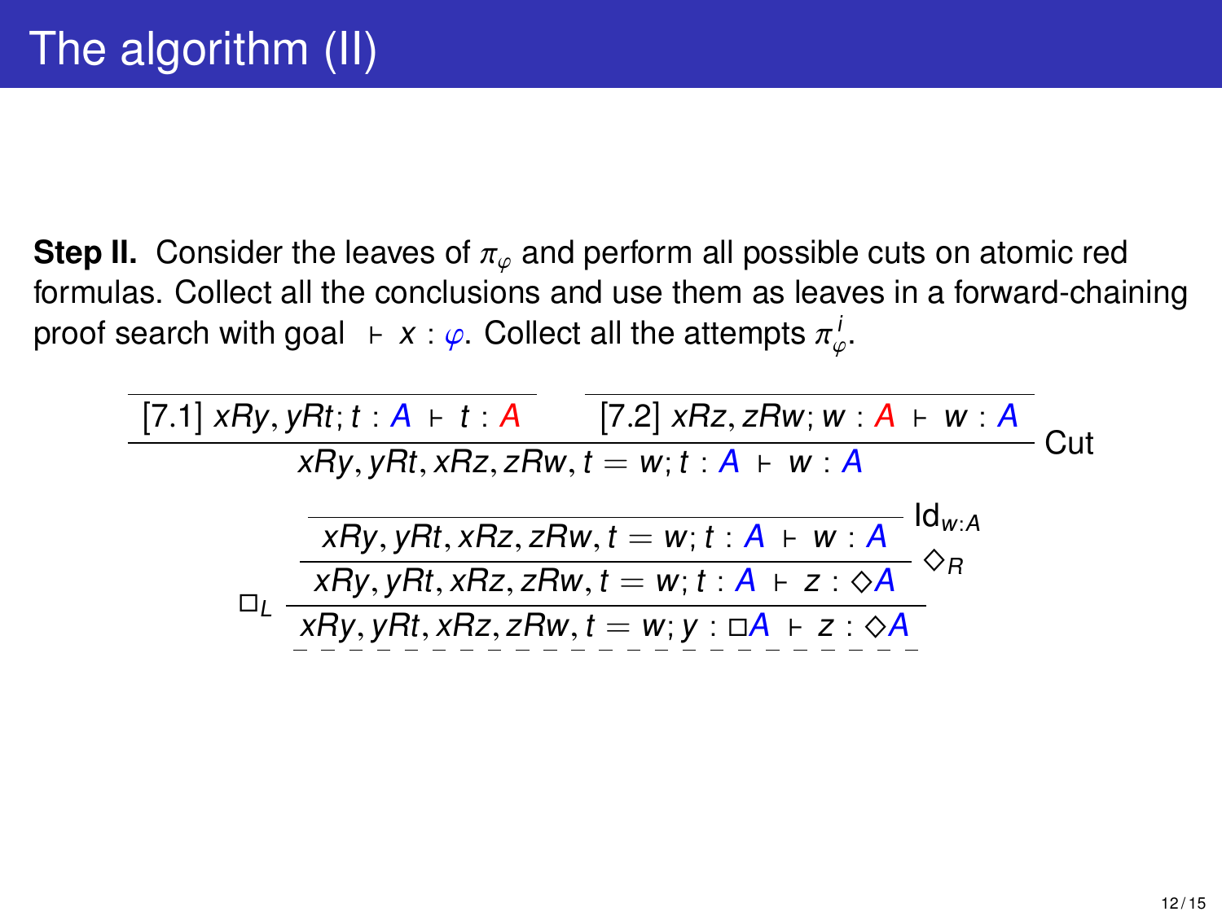# The algorithm (II)

**Step II.** Consider the leaves of $\pi_\varphi$ and perform all possible cuts on atomic red formulas. Collect all the conclusions and use them as leaves in a forward-chaining proof search with goal $\vdash x : \varphi$. Collect all the attempts $\pi^i_\varphi$.

$$
\dfrac{\dfrac{}{[7.1]\ xRy, yRt; t : A \vdash t : A} \qquad \dfrac{}{[7.2]\ xRz, zRw; w : A \vdash w : A}}{xRy, yRt, xRz, zRw, t = w; t : A \vdash w : A}\ \text{Cut}
$$

$$
\square_L\ \dfrac{\dfrac{\dfrac{}{xRy, yRt, xRz, zRw, t = w; t : A \vdash w : A}\ \text{Id}_{w:A}}{xRy, yRt, xRz, zRw, t = w; t : A \vdash z : \Diamond A}\ \Diamond_R}{xRy, yRt, xRz, zRw, t = w; y : \square A \vdash z : \Diamond A}
$$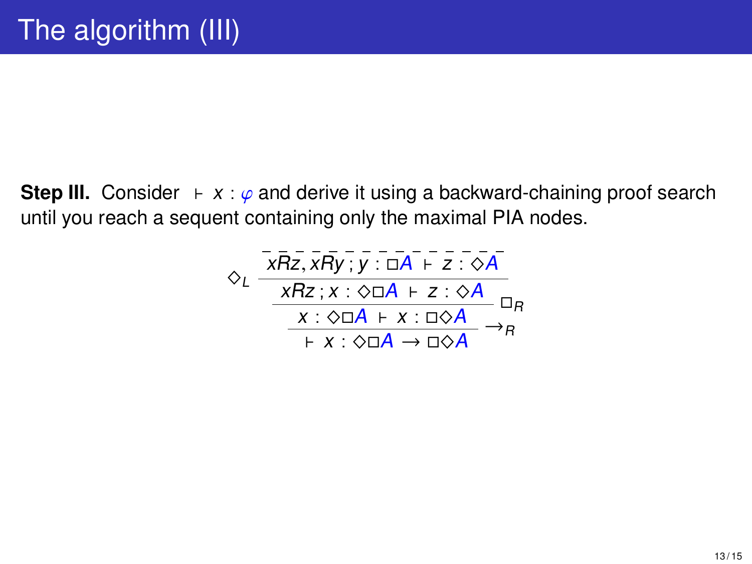# The algorithm (III)

**Step III.** Consider $\vdash x : \varphi$ and derive it using a backward-chaining proof search until you reach a sequent containing only the maximal PIA nodes.

$$
\dfrac{\dfrac{\dfrac{\overline{xRz, xRy\,;\, y : \Box A \;\vdash\; z : \Diamond A}}{xRz\,;\, x : \Diamond\Box A \;\vdash\; z : \Diamond A}\,\Diamond_L}{x : \Diamond\Box A \;\vdash\; x : \Box\Diamond A}\,\Box_R}{\vdash\; x : \Diamond\Box A \to \Box\Diamond A}\,\to_R
$$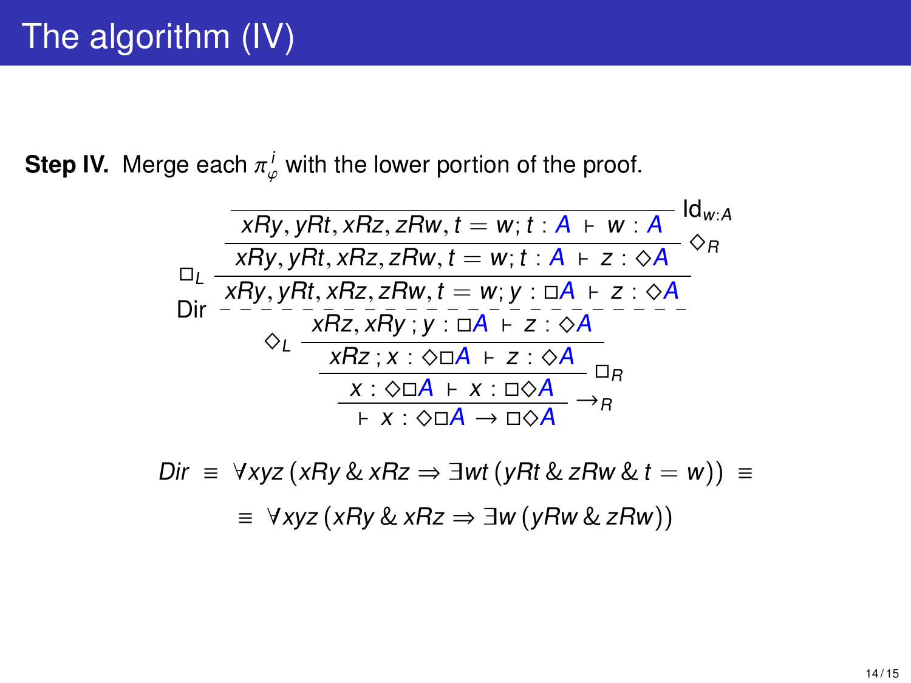# The algorithm (IV)

**Step IV.** Merge each $\pi_\varphi^i$ with the lower portion of the proof.

$$
\dfrac{\dfrac{\dfrac{\dfrac{\dfrac{\dfrac{\dfrac{}{xRy, yRt, xRz, zRw, t = w; t : A \vdash w : A}\ \mathrm{Id}_{w:A}}{xRy, yRt, xRz, zRw, t = w; t : A \vdash z : \Diamond A}\ \Diamond_R}{xRy, yRt, xRz, zRw, t = w; y : \Box A \vdash z : \Diamond A}\ \Box_L}{xRz, xRy\,; y : \Box A \vdash z : \Diamond A}\ \mathrm{Dir}}{xRz\,; x : \Diamond\Box A \vdash z : \Diamond A}\ \Diamond_L}{x : \Diamond\Box A \vdash x : \Box\Diamond A}\ \Box_R}{\vdash x : \Diamond\Box A \rightarrow \Box\Diamond A}\ \rightarrow_R
$$

$$
Dir \equiv \forall xyz\,(xRy \,\&\, xRz \Rightarrow \exists wt\,(yRt \,\&\, zRw \,\&\, t = w)) \equiv
$$

$$
\equiv \forall xyz\,(xRy \,\&\, xRz \Rightarrow \exists w\,(yRw \,\&\, zRw))
$$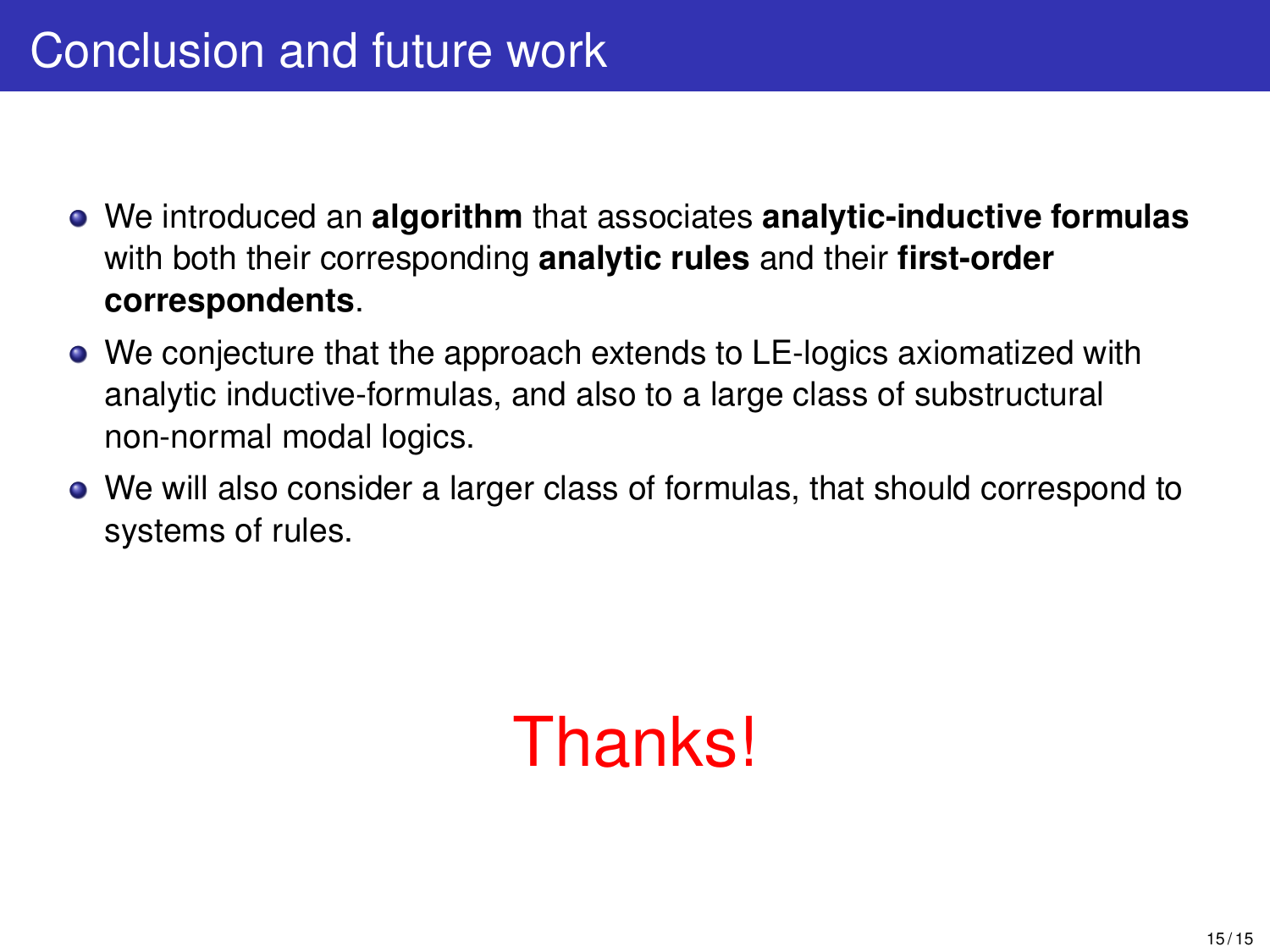# Conclusion and future work

- We introduced an **algorithm** that associates **analytic-inductive formulas** with both their corresponding **analytic rules** and their **first-order correspondents**.
- We conjecture that the approach extends to LE-logics axiomatized with analytic inductive-formulas, and also to a large class of substructural non-normal modal logics.
- We will also consider a larger class of formulas, that should correspond to systems of rules.

Thanks!